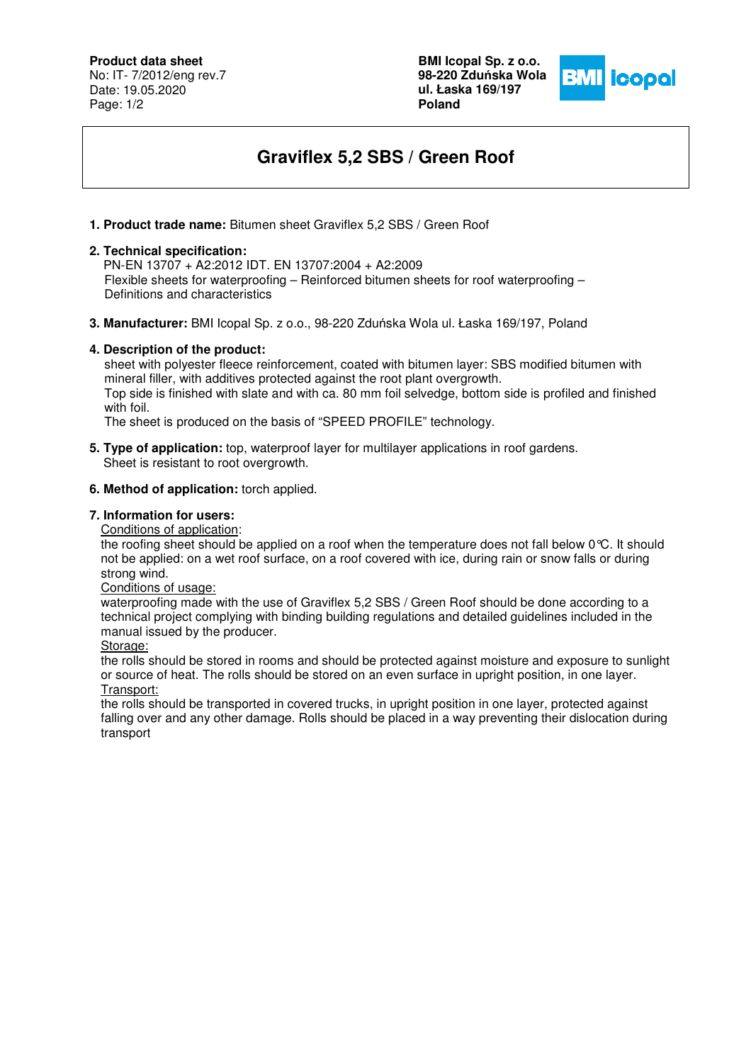**Product data sheet**
No: IT- 7/2012/eng rev.7
Date: 19.05.2020

**BMI Icopal Sp. z o.o.**
**98-220 Zduńska Wola**
**ul. Łaska 169/197**
**Poland**

# Graviflex 5,2 SBS / Green Roof

1. **Product trade name:** Bitumen sheet Graviflex 5,2 SBS / Green Roof

2. **Technical specification:**
PN-EN 13707 + A2:2012 IDT. EN 13707:2004 + A2:2009
Flexible sheets for waterproofing – Reinforced bitumen sheets for roof waterproofing – Definitions and characteristics

3. **Manufacturer:** BMI Icopal Sp. z o.o., 98-220 Zduńska Wola ul. Łaska 169/197, Poland

4. **Description of the product:**
sheet with polyester fleece reinforcement, coated with bitumen layer: SBS modified bitumen with mineral filler, with additives protected against the root plant overgrowth.
Top side is finished with slate and with ca. 80 mm foil selvedge, bottom side is profiled and finished with foil.
The sheet is produced on the basis of "SPEED PROFILE" technology.

5. **Type of application:** top, waterproof layer for multilayer applications in roof gardens.
Sheet is resistant to root overgrowth.

6. **Method of application:** torch applied.

7. **Information for users:**
Conditions of application:
the roofing sheet should be applied on a roof when the temperature does not fall below 0℃. It should not be applied: on a wet roof surface, on a roof covered with ice, during rain or snow falls or during strong wind.
Conditions of usage:
waterproofing made with the use of Graviflex 5,2 SBS / Green Roof should be done according to a technical project complying with binding building regulations and detailed guidelines included in the manual issued by the producer.
Storage:
the rolls should be stored in rooms and should be protected against moisture and exposure to sunlight or source of heat. The rolls should be stored on an even surface in upright position, in one layer.
Transport:
the rolls should be transported in covered trucks, in upright position in one layer, protected against falling over and any other damage. Rolls should be placed in a way preventing their dislocation during transport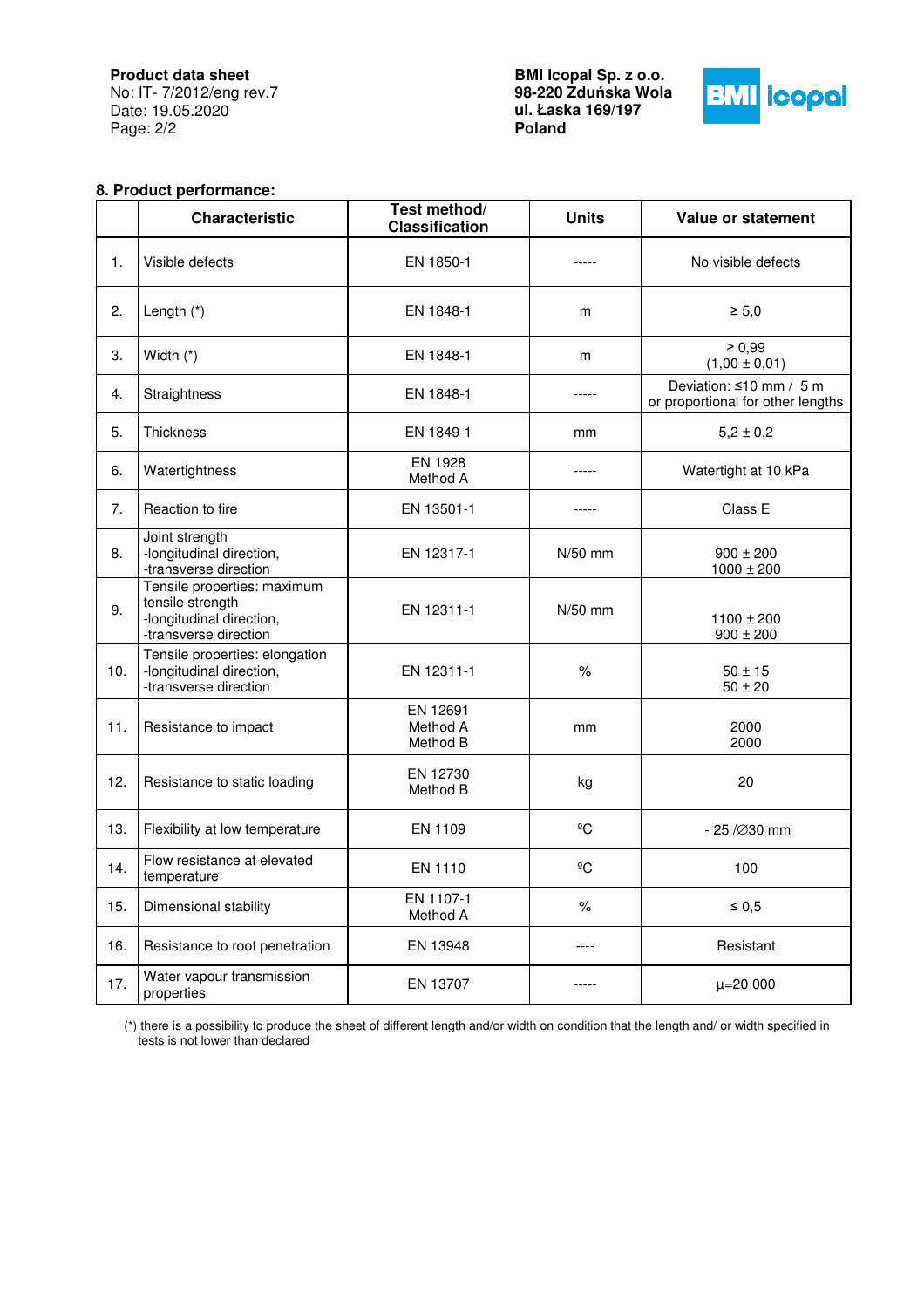Product data sheet
No: IT- 7/2012/eng rev.7
Date: 19.05.2020

**BMI Icopal Sp. z o.o.**
**98-220 Zduńska Wola**
**ul. Łaska 169/197**
**Poland**

## 8. Product performance:

| | Characteristic | Test method/ Classification | Units | Value or statement |
|---|---|---|---|---|
| 1. | Visible defects | EN 1850-1 | ----- | No visible defects |
| 2. | Length (*) | EN 1848-1 | m | ≥ 5,0 |
| 3. | Width (*) | EN 1848-1 | m | ≥ 0,99 (1,00 ± 0,01) |
| 4. | Straightness | EN 1848-1 | ----- | Deviation: ≤10 mm / 5 m or proportional for other lengths |
| 5. | Thickness | EN 1849-1 | mm | 5,2 ± 0,2 |
| 6. | Watertightness | EN 1928 Method A | ----- | Watertight at 10 kPa |
| 7. | Reaction to fire | EN 13501-1 | ----- | Class E |
| 8. | Joint strength -longitudinal direction, -transverse direction | EN 12317-1 | N/50 mm | 900 ± 200 1000 ± 200 |
| 9. | Tensile properties: maximum tensile strength -longitudinal direction, -transverse direction | EN 12311-1 | N/50 mm | 1100 ± 200 900 ± 200 |
| 10. | Tensile properties: elongation -longitudinal direction, -transverse direction | EN 12311-1 | % | 50 ± 15 50 ± 20 |
| 11. | Resistance to impact | EN 12691 Method A Method B | mm | 2000 2000 |
| 12. | Resistance to static loading | EN 12730 Method B | kg | 20 |
| 13. | Flexibility at low temperature | EN 1109 | ºC | - 25 /∅30 mm |
| 14. | Flow resistance at elevated temperature | EN 1110 | ºC | 100 |
| 15. | Dimensional stability | EN 1107-1 Method A | % | ≤ 0,5 |
| 16. | Resistance to root penetration | EN 13948 | ---- | Resistant |
| 17. | Water vapour transmission properties | EN 13707 | ----- | μ=20 000 |

(*) there is a possibility to produce the sheet of different length and/or width on condition that the length and/ or width specified in tests is not lower than declared